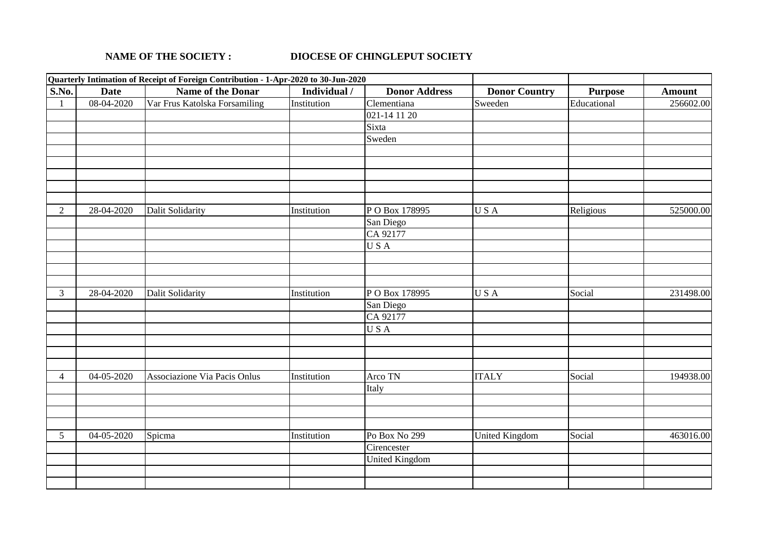**NAME OF THE SOCIETY :** **DIOCESE OF CHINGLEPUT SOCIETY**

| **Quarterly Intimation of Receipt of Foreign Contribution - 1-Apr-2020 to 30-Jun-2020** | | | | | | | |
|---|---|---|---|---|---|---|---|
| **S.No.** | **Date** | **Name of the Donar** | **Individual /** | **Donor Address** | **Donor Country** | **Purpose** | **Amount** |
| 1 | 08-04-2020 | Var Frus Katolska Forsamiling | Institution | Clementiana | Sweeden | Educational | 256602.00 |
| | | | | 021-14 11 20 | | | |
| | | | | Sixta | | | |
| | | | | Sweden | | | |
| 2 | 28-04-2020 | Dalit Solidarity | Institution | P O Box 178995 | U S A | Religious | 525000.00 |
| | | | | San Diego | | | |
| | | | | CA 92177 | | | |
| | | | | U S A | | | |
| 3 | 28-04-2020 | Dalit Solidarity | Institution | P O Box 178995 | U S A | Social | 231498.00 |
| | | | | San Diego | | | |
| | | | | CA 92177 | | | |
| | | | | U S A | | | |
| 4 | 04-05-2020 | Associazione Via Pacis Onlus | Institution | Arco TN | ITALY | Social | 194938.00 |
| | | | | Italy | | | |
| 5 | 04-05-2020 | Spicma | Institution | Po Box No 299 | United Kingdom | Social | 463016.00 |
| | | | | Cirencester | | | |
| | | | | United Kingdom | | | |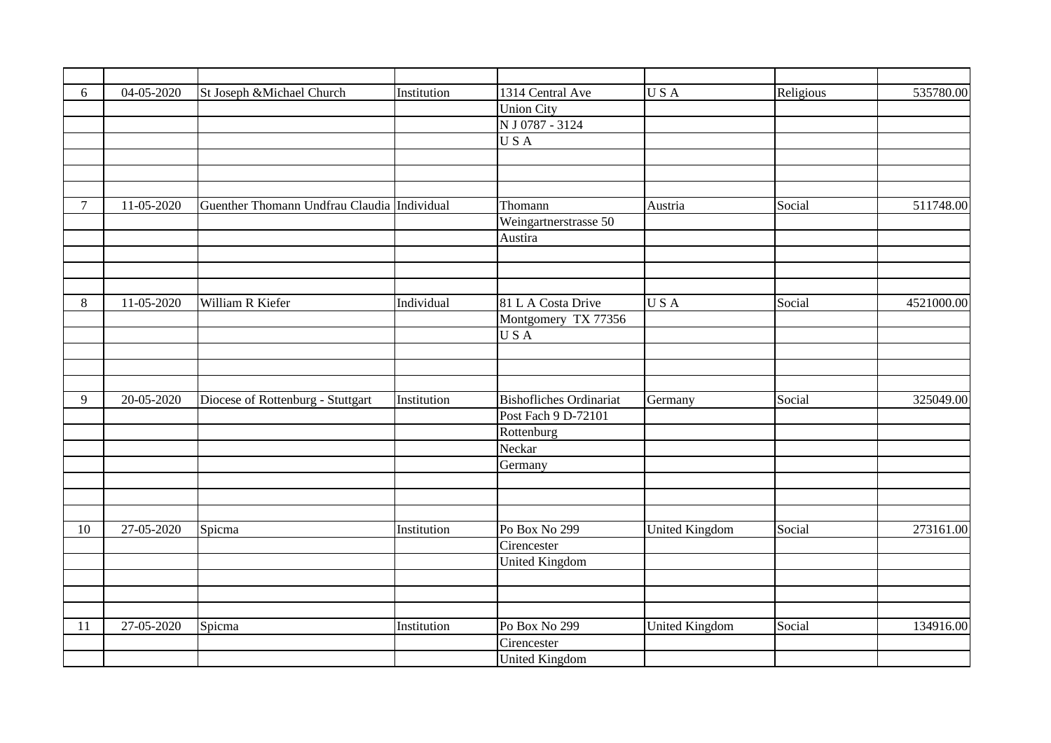| | | | | | | | |
|---|---|---|---|---|---|---|---|
| 6 | 04-05-2020 | St Joseph &Michael Church | Institution | 1314 Central Ave | U S A | Religious | 535780.00 |
| | | | | Union City | | | |
| | | | | N J 0787 - 3124 | | | |
| | | | | U S A | | | |
| | | | | | | | |
| | | | | | | | |
| | | | | | | | |
| 7 | 11-05-2020 | Guenther Thomann Undfrau Claudia | Individual | Thomann | Austria | Social | 511748.00 |
| | | | | Weingartnerstrasse 50 | | | |
| | | | | Austira | | | |
| | | | | | | | |
| | | | | | | | |
| | | | | | | | |
| 8 | 11-05-2020 | William R Kiefer | Individual | 81 L A Costa Drive | U S A | Social | 4521000.00 |
| | | | | Montgomery TX 77356 | | | |
| | | | | U S A | | | |
| | | | | | | | |
| | | | | | | | |
| | | | | | | | |
| 9 | 20-05-2020 | Diocese of Rottenburg - Stuttgart | Institution | Bishofliches Ordinariat | Germany | Social | 325049.00 |
| | | | | Post Fach 9 D-72101 | | | |
| | | | | Rottenburg | | | |
| | | | | Neckar | | | |
| | | | | Germany | | | |
| | | | | | | | |
| | | | | | | | |
| | | | | | | | |
| 10 | 27-05-2020 | Spicma | Institution | Po Box No 299 | United Kingdom | Social | 273161.00 |
| | | | | Cirencester | | | |
| | | | | United Kingdom | | | |
| | | | | | | | |
| | | | | | | | |
| | | | | | | | |
| 11 | 27-05-2020 | Spicma | Institution | Po Box No 299 | United Kingdom | Social | 134916.00 |
| | | | | Cirencester | | | |
| | | | | United Kingdom | | | |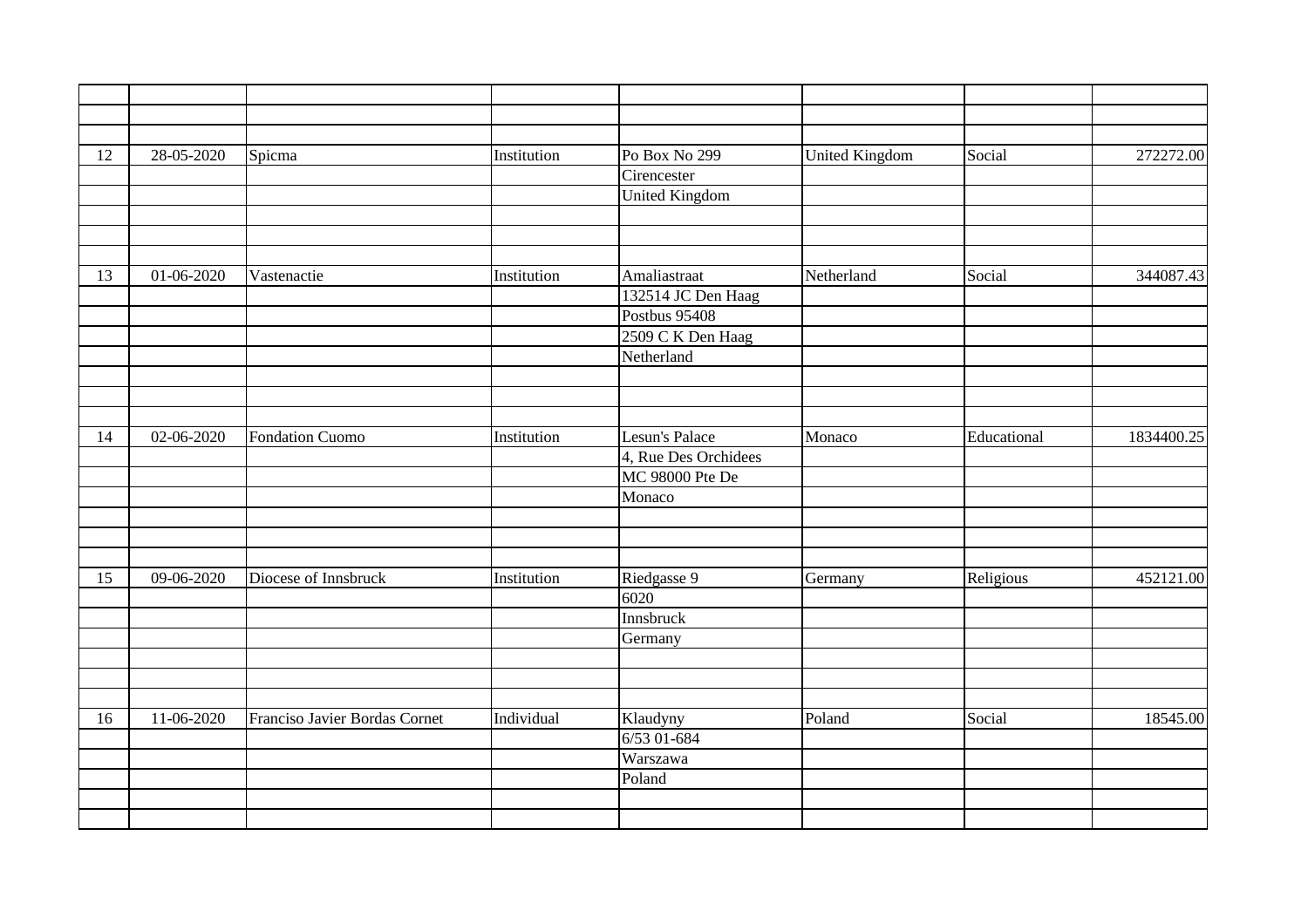| | | | | | | | |
|---|---|---|---|---|---|---|---|
| | | | | | | | |
| | | | | | | | |
| 12 | 28-05-2020 | Spicma | Institution | Po Box No 299 | United Kingdom | Social | 272272.00 |
| | | | | Cirencester | | | |
| | | | | United Kingdom | | | |
| | | | | | | | |
| | | | | | | | |
| | | | | | | | |
| 13 | 01-06-2020 | Vastenactie | Institution | Amaliastraat | Netherland | Social | 344087.43 |
| | | | | 132514 JC Den Haag | | | |
| | | | | Postbus 95408 | | | |
| | | | | 2509 C K Den Haag | | | |
| | | | | Netherland | | | |
| | | | | | | | |
| | | | | | | | |
| | | | | | | | |
| 14 | 02-06-2020 | Fondation Cuomo | Institution | Lesun's Palace | Monaco | Educational | 1834400.25 |
| | | | | 4, Rue Des Orchidees | | | |
| | | | | MC 98000 Pte De | | | |
| | | | | Monaco | | | |
| | | | | | | | |
| | | | | | | | |
| | | | | | | | |
| 15 | 09-06-2020 | Diocese of Innsbruck | Institution | Riedgasse 9 | Germany | Religious | 452121.00 |
| | | | | 6020 | | | |
| | | | | Innsbruck | | | |
| | | | | Germany | | | |
| | | | | | | | |
| | | | | | | | |
| | | | | | | | |
| 16 | 11-06-2020 | Franciso Javier Bordas Cornet | Individual | Klaudyny | Poland | Social | 18545.00 |
| | | | | 6/53 01-684 | | | |
| | | | | Warszawa | | | |
| | | | | Poland | | | |
| | | | | | | | |
| | | | | | | | |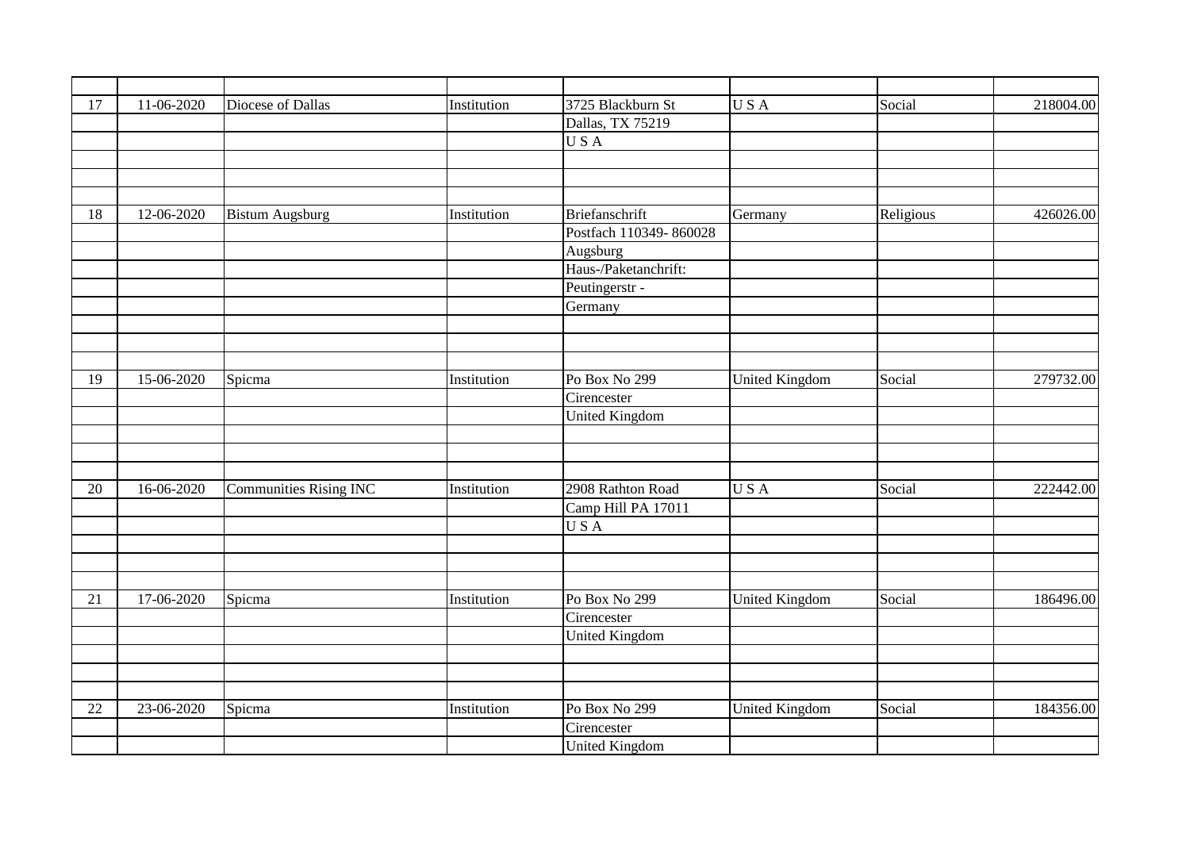| | | | | | | | |
|---|---|---|---|---|---|---|---|
| 17 | 11-06-2020 | Diocese of Dallas | Institution | 3725 Blackburn St | U S A | Social | 218004.00 |
| | | | | Dallas, TX 75219 | | | |
| | | | | U S A | | | |
| | | | | | | | |
| | | | | | | | |
| | | | | | | | |
| 18 | 12-06-2020 | Bistum Augsburg | Institution | Briefanschrift | Germany | Religious | 426026.00 |
| | | | | Postfach 110349- 860028 | | | |
| | | | | Augsburg | | | |
| | | | | Haus-/Paketanchrift: | | | |
| | | | | Peutingerstr - | | | |
| | | | | Germany | | | |
| | | | | | | | |
| | | | | | | | |
| | | | | | | | |
| 19 | 15-06-2020 | Spicma | Institution | Po Box No 299 | United Kingdom | Social | 279732.00 |
| | | | | Cirencester | | | |
| | | | | United Kingdom | | | |
| | | | | | | | |
| | | | | | | | |
| | | | | | | | |
| 20 | 16-06-2020 | Communities Rising INC | Institution | 2908 Rathton Road | U S A | Social | 222442.00 |
| | | | | Camp Hill PA 17011 | | | |
| | | | | U S A | | | |
| | | | | | | | |
| | | | | | | | |
| | | | | | | | |
| 21 | 17-06-2020 | Spicma | Institution | Po Box No 299 | United Kingdom | Social | 186496.00 |
| | | | | Cirencester | | | |
| | | | | United Kingdom | | | |
| | | | | | | | |
| | | | | | | | |
| | | | | | | | |
| 22 | 23-06-2020 | Spicma | Institution | Po Box No 299 | United Kingdom | Social | 184356.00 |
| | | | | Cirencester | | | |
| | | | | United Kingdom | | | |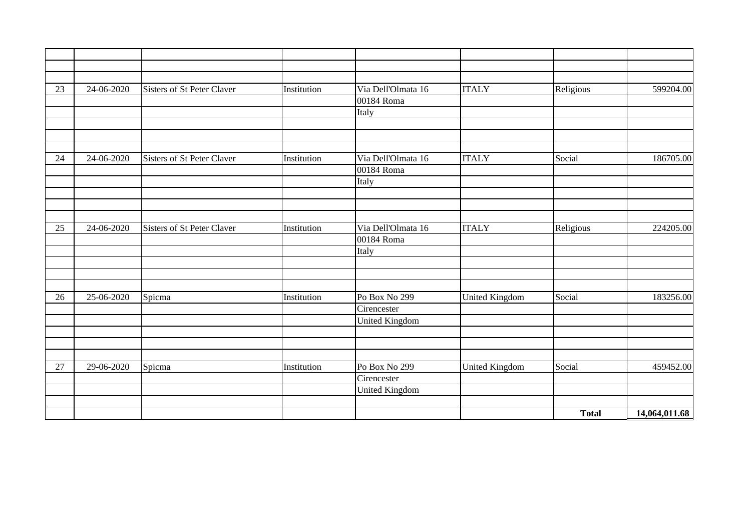| | | | | | | | |
|---|---|---|---|---|---|---|---|
| | | | | | | | |
| | | | | | | | |
| 23 | 24-06-2020 | Sisters of St Peter Claver | Institution | Via Dell'Olmata 16 | ITALY | Religious | 599204.00 |
| | | | | 00184 Roma | | | |
| | | | | Italy | | | |
| | | | | | | | |
| | | | | | | | |
| | | | | | | | |
| 24 | 24-06-2020 | Sisters of St Peter Claver | Institution | Via Dell'Olmata 16 | ITALY | Social | 186705.00 |
| | | | | 00184 Roma | | | |
| | | | | Italy | | | |
| | | | | | | | |
| | | | | | | | |
| | | | | | | | |
| 25 | 24-06-2020 | Sisters of St Peter Claver | Institution | Via Dell'Olmata 16 | ITALY | Religious | 224205.00 |
| | | | | 00184 Roma | | | |
| | | | | Italy | | | |
| | | | | | | | |
| | | | | | | | |
| | | | | | | | |
| 26 | 25-06-2020 | Spicma | Institution | Po Box No 299 | United Kingdom | Social | 183256.00 |
| | | | | Cirencester | | | |
| | | | | United Kingdom | | | |
| | | | | | | | |
| | | | | | | | |
| | | | | | | | |
| 27 | 29-06-2020 | Spicma | Institution | Po Box No 299 | United Kingdom | Social | 459452.00 |
| | | | | Cirencester | | | |
| | | | | United Kingdom | | | |
| | | | | | | | |
| | | | | | | **Total** | **14,064,011.68** |